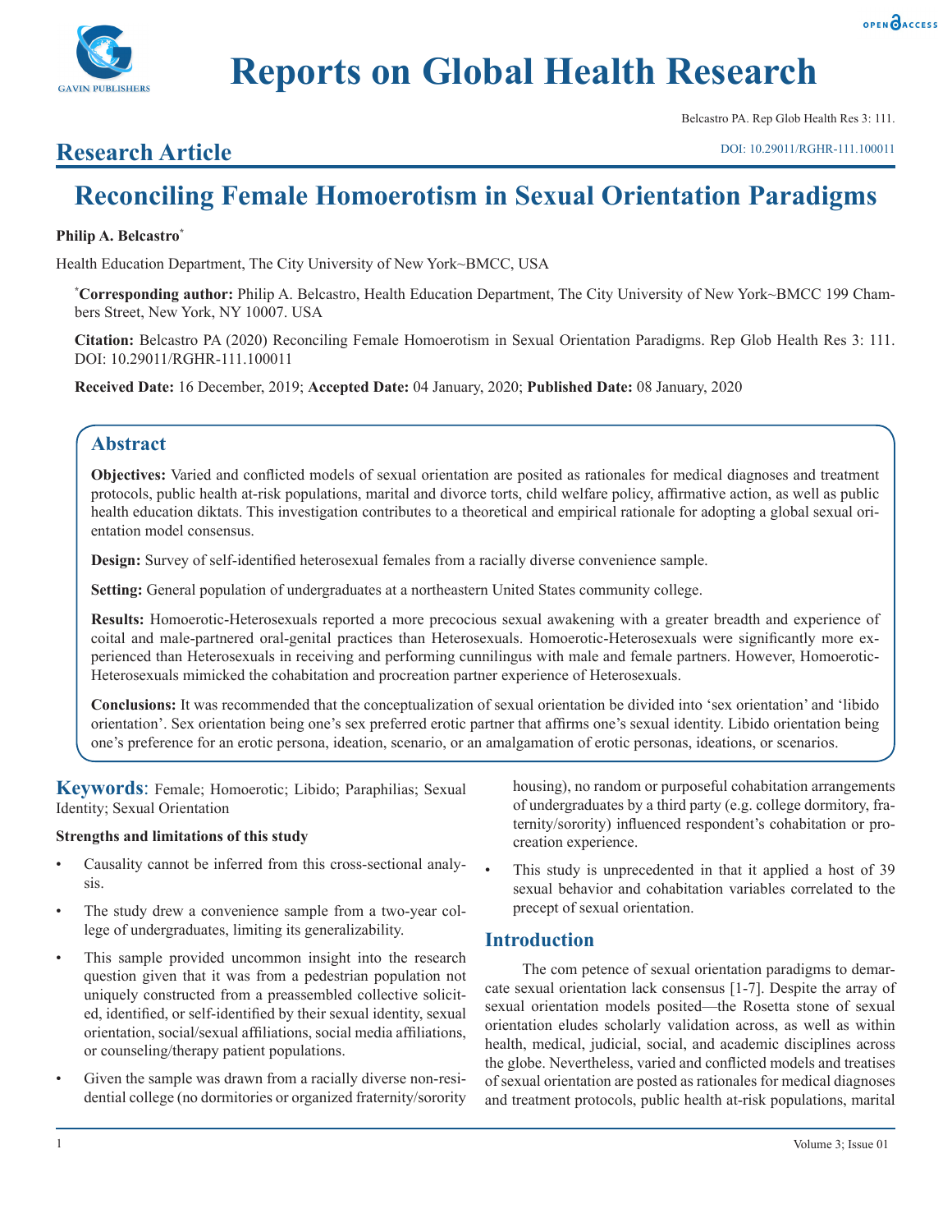# Reports on Global Health Research

Belcastro PA. Rep Glob Health Res 3: 111.

DOI: 10.29011/RGHR-111.100011

## Research Article

# Reconciling Female Homoerotism in Sexual Orientation Paradigms

**Philip A. Belcastro***

Health Education Department, The City University of New York~BMCC, USA

***Corresponding author:** Philip A. Belcastro, Health Education Department, The City University of New York~BMCC 199 Chambers Street, New York, NY 10007. USA

**Citation:** Belcastro PA (2020) Reconciling Female Homoerotism in Sexual Orientation Paradigms. Rep Glob Health Res 3: 111. DOI: 10.29011/RGHR-111.100011

**Received Date:** 16 December, 2019; **Accepted Date:** 04 January, 2020; **Published Date:** 08 January, 2020

## Abstract

**Objectives:** Varied and conflicted models of sexual orientation are posited as rationales for medical diagnoses and treatment protocols, public health at-risk populations, marital and divorce torts, child welfare policy, affirmative action, as well as public health education diktats. This investigation contributes to a theoretical and empirical rationale for adopting a global sexual orientation model consensus.

**Design:** Survey of self-identified heterosexual females from a racially diverse convenience sample.

**Setting:** General population of undergraduates at a northeastern United States community college.

**Results:** Homoerotic-Heterosexuals reported a more precocious sexual awakening with a greater breadth and experience of coital and male-partnered oral-genital practices than Heterosexuals. Homoerotic-Heterosexuals were significantly more experienced than Heterosexuals in receiving and performing cunnilingus with male and female partners. However, Homoerotic-Heterosexuals mimicked the cohabitation and procreation partner experience of Heterosexuals.

**Conclusions:** It was recommended that the conceptualization of sexual orientation be divided into 'sex orientation' and 'libido orientation'. Sex orientation being one's sex preferred erotic partner that affirms one's sexual identity. Libido orientation being one's preference for an erotic persona, ideation, scenario, or an amalgamation of erotic personas, ideations, or scenarios.

**Keywords**: Female; Homoerotic; Libido; Paraphilias; Sexual Identity; Sexual Orientation

**Strengths and limitations of this study**

- Causality cannot be inferred from this cross-sectional analysis.
- The study drew a convenience sample from a two-year college of undergraduates, limiting its generalizability.
- This sample provided uncommon insight into the research question given that it was from a pedestrian population not uniquely constructed from a preassembled collective solicited, identified, or self-identified by their sexual identity, sexual orientation, social/sexual affiliations, social media affiliations, or counseling/therapy patient populations.
- Given the sample was drawn from a racially diverse non-residential college (no dormitories or organized fraternity/sorority housing), no random or purposeful cohabitation arrangements of undergraduates by a third party (e.g. college dormitory, fraternity/sorority) influenced respondent's cohabitation or procreation experience.
- This study is unprecedented in that it applied a host of 39 sexual behavior and cohabitation variables correlated to the precept of sexual orientation.

## Introduction

The com petence of sexual orientation paradigms to demarcate sexual orientation lack consensus [1-7]. Despite the array of sexual orientation models posited—the Rosetta stone of sexual orientation eludes scholarly validation across, as well as within health, medical, judicial, social, and academic disciplines across the globe. Nevertheless, varied and conflicted models and treatises of sexual orientation are posted as rationales for medical diagnoses and treatment protocols, public health at-risk populations, marital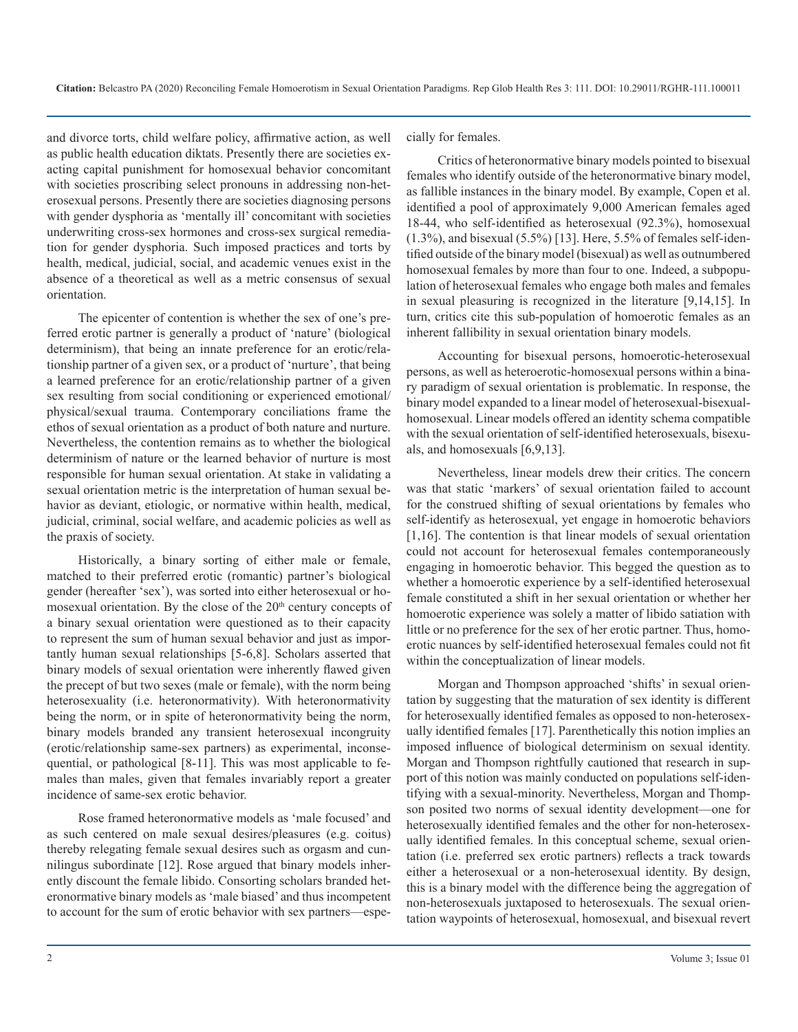and divorce torts, child welfare policy, affirmative action, as well as public health education diktats. Presently there are societies exacting capital punishment for homosexual behavior concomitant with societies proscribing select pronouns in addressing non-heterosexual persons. Presently there are societies diagnosing persons with gender dysphoria as 'mentally ill' concomitant with societies underwriting cross-sex hormones and cross-sex surgical remediation for gender dysphoria. Such imposed practices and torts by health, medical, judicial, social, and academic venues exist in the absence of a theoretical as well as a metric consensus of sexual orientation.

The epicenter of contention is whether the sex of one's preferred erotic partner is generally a product of 'nature' (biological determinism), that being an innate preference for an erotic/relationship partner of a given sex, or a product of 'nurture', that being a learned preference for an erotic/relationship partner of a given sex resulting from social conditioning or experienced emotional/physical/sexual trauma. Contemporary conciliations frame the ethos of sexual orientation as a product of both nature and nurture. Nevertheless, the contention remains as to whether the biological determinism of nature or the learned behavior of nurture is most responsible for human sexual orientation. At stake in validating a sexual orientation metric is the interpretation of human sexual behavior as deviant, etiologic, or normative within health, medical, judicial, criminal, social welfare, and academic policies as well as the praxis of society.

Historically, a binary sorting of either male or female, matched to their preferred erotic (romantic) partner's biological gender (hereafter 'sex'), was sorted into either heterosexual or homosexual orientation. By the close of the 20th century concepts of a binary sexual orientation were questioned as to their capacity to represent the sum of human sexual behavior and just as importantly human sexual relationships [5-6,8]. Scholars asserted that binary models of sexual orientation were inherently flawed given the precept of but two sexes (male or female), with the norm being heterosexuality (i.e. heteronormativity). With heteronormativity being the norm, or in spite of heteronormativity being the norm, binary models branded any transient heterosexual incongruity (erotic/relationship same-sex partners) as experimental, inconsequential, or pathological [8-11]. This was most applicable to females than males, given that females invariably report a greater incidence of same-sex erotic behavior.

Rose framed heteronormative models as 'male focused' and as such centered on male sexual desires/pleasures (e.g. coitus) thereby relegating female sexual desires such as orgasm and cunnilingus subordinate [12]. Rose argued that binary models inherently discount the female libido. Consorting scholars branded heteronormative binary models as 'male biased' and thus incompetent to account for the sum of erotic behavior with sex partners—especially for females.

Critics of heteronormative binary models pointed to bisexual females who identify outside of the heteronormative binary model, as fallible instances in the binary model. By example, Copen et al. identified a pool of approximately 9,000 American females aged 18-44, who self-identified as heterosexual (92.3%), homosexual (1.3%), and bisexual (5.5%) [13]. Here, 5.5% of females self-identified outside of the binary model (bisexual) as well as outnumbered homosexual females by more than four to one. Indeed, a subpopulation of heterosexual females who engage both males and females in sexual pleasuring is recognized in the literature [9,14,15]. In turn, critics cite this sub-population of homoerotic females as an inherent fallibility in sexual orientation binary models.

Accounting for bisexual persons, homoerotic-heterosexual persons, as well as heteroerotic-homosexual persons within a binary paradigm of sexual orientation is problematic. In response, the binary model expanded to a linear model of heterosexual-bisexual-homosexual. Linear models offered an identity schema compatible with the sexual orientation of self-identified heterosexuals, bisexuals, and homosexuals [6,9,13].

Nevertheless, linear models drew their critics. The concern was that static 'markers' of sexual orientation failed to account for the construed shifting of sexual orientations by females who self-identify as heterosexual, yet engage in homoerotic behaviors [1,16]. The contention is that linear models of sexual orientation could not account for heterosexual females contemporaneously engaging in homoerotic behavior. This begged the question as to whether a homoerotic experience by a self-identified heterosexual female constituted a shift in her sexual orientation or whether her homoerotic experience was solely a matter of libido satiation with little or no preference for the sex of her erotic partner. Thus, homoerotic nuances by self-identified heterosexual females could not fit within the conceptualization of linear models.

Morgan and Thompson approached 'shifts' in sexual orientation by suggesting that the maturation of sex identity is different for heterosexually identified females as opposed to non-heterosexually identified females [17]. Parenthetically this notion implies an imposed influence of biological determinism on sexual identity. Morgan and Thompson rightfully cautioned that research in support of this notion was mainly conducted on populations self-identifying with a sexual-minority. Nevertheless, Morgan and Thompson posited two norms of sexual identity development—one for heterosexually identified females and the other for non-heterosexually identified females. In this conceptual scheme, sexual orientation (i.e. preferred sex erotic partners) reflects a track towards either a heterosexual or a non-heterosexual identity. By design, this is a binary model with the difference being the aggregation of non-heterosexuals juxtaposed to heterosexuals. The sexual orientation waypoints of heterosexual, homosexual, and bisexual revert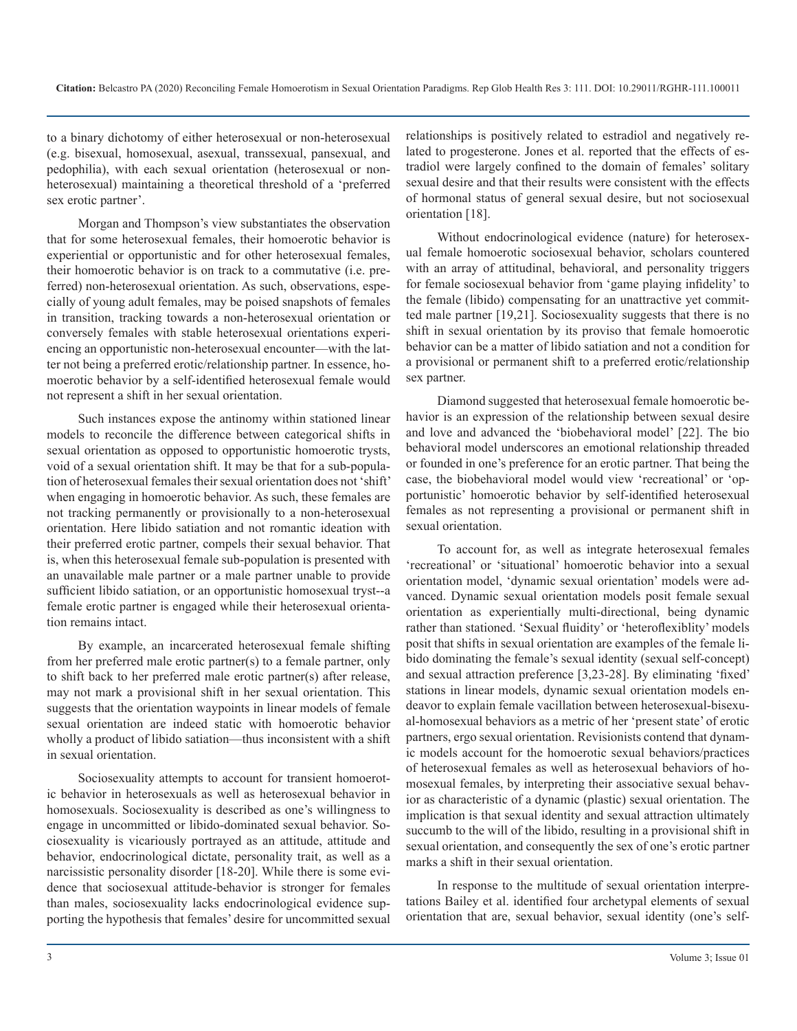to a binary dichotomy of either heterosexual or non-heterosexual (e.g. bisexual, homosexual, asexual, transsexual, pansexual, and pedophilia), with each sexual orientation (heterosexual or non-heterosexual) maintaining a theoretical threshold of a 'preferred sex erotic partner'.

Morgan and Thompson's view substantiates the observation that for some heterosexual females, their homoerotic behavior is experiential or opportunistic and for other heterosexual females, their homoerotic behavior is on track to a commutative (i.e. preferred) non-heterosexual orientation. As such, observations, especially of young adult females, may be poised snapshots of females in transition, tracking towards a non-heterosexual orientation or conversely females with stable heterosexual orientations experiencing an opportunistic non-heterosexual encounter—with the latter not being a preferred erotic/relationship partner. In essence, homoerotic behavior by a self-identified heterosexual female would not represent a shift in her sexual orientation.

Such instances expose the antinomy within stationed linear models to reconcile the difference between categorical shifts in sexual orientation as opposed to opportunistic homoerotic trysts, void of a sexual orientation shift. It may be that for a sub-population of heterosexual females their sexual orientation does not 'shift' when engaging in homoerotic behavior. As such, these females are not tracking permanently or provisionally to a non-heterosexual orientation. Here libido satiation and not romantic ideation with their preferred erotic partner, compels their sexual behavior. That is, when this heterosexual female sub-population is presented with an unavailable male partner or a male partner unable to provide sufficient libido satiation, or an opportunistic homosexual tryst--a female erotic partner is engaged while their heterosexual orientation remains intact.

By example, an incarcerated heterosexual female shifting from her preferred male erotic partner(s) to a female partner, only to shift back to her preferred male erotic partner(s) after release, may not mark a provisional shift in her sexual orientation. This suggests that the orientation waypoints in linear models of female sexual orientation are indeed static with homoerotic behavior wholly a product of libido satiation—thus inconsistent with a shift in sexual orientation.

Sociosexuality attempts to account for transient homoerotic behavior in heterosexuals as well as heterosexual behavior in homosexuals. Sociosexuality is described as one's willingness to engage in uncommitted or libido-dominated sexual behavior. Sociosexuality is vicariously portrayed as an attitude, attitude and behavior, endocrinological dictate, personality trait, as well as a narcissistic personality disorder [18-20]. While there is some evidence that sociosexual attitude-behavior is stronger for females than males, sociosexuality lacks endocrinological evidence supporting the hypothesis that females' desire for uncommitted sexual relationships is positively related to estradiol and negatively related to progesterone. Jones et al. reported that the effects of estradiol were largely confined to the domain of females' solitary sexual desire and that their results were consistent with the effects of hormonal status of general sexual desire, but not sociosexual orientation [18].

Without endocrinological evidence (nature) for heterosexual female homoerotic sociosexual behavior, scholars countered with an array of attitudinal, behavioral, and personality triggers for female sociosexual behavior from 'game playing infidelity' to the female (libido) compensating for an unattractive yet committed male partner [19,21]. Sociosexuality suggests that there is no shift in sexual orientation by its proviso that female homoerotic behavior can be a matter of libido satiation and not a condition for a provisional or permanent shift to a preferred erotic/relationship sex partner.

Diamond suggested that heterosexual female homoerotic behavior is an expression of the relationship between sexual desire and love and advanced the 'biobehavioral model' [22]. The bio behavioral model underscores an emotional relationship threaded or founded in one's preference for an erotic partner. That being the case, the biobehavioral model would view 'recreational' or 'opportunistic' homoerotic behavior by self-identified heterosexual females as not representing a provisional or permanent shift in sexual orientation.

To account for, as well as integrate heterosexual females 'recreational' or 'situational' homoerotic behavior into a sexual orientation model, 'dynamic sexual orientation' models were advanced. Dynamic sexual orientation models posit female sexual orientation as experientially multi-directional, being dynamic rather than stationed. 'Sexual fluidity' or 'heteroflexiblity' models posit that shifts in sexual orientation are examples of the female libido dominating the female's sexual identity (sexual self-concept) and sexual attraction preference [3,23-28]. By eliminating 'fixed' stations in linear models, dynamic sexual orientation models endeavor to explain female vacillation between heterosexual-bisexual-homosexual behaviors as a metric of her 'present state' of erotic partners, ergo sexual orientation. Revisionists contend that dynamic models account for the homoerotic sexual behaviors/practices of heterosexual females as well as heterosexual behaviors of homosexual females, by interpreting their associative sexual behavior as characteristic of a dynamic (plastic) sexual orientation. The implication is that sexual identity and sexual attraction ultimately succumb to the will of the libido, resulting in a provisional shift in sexual orientation, and consequently the sex of one's erotic partner marks a shift in their sexual orientation.

In response to the multitude of sexual orientation interpretations Bailey et al. identified four archetypal elements of sexual orientation that are, sexual behavior, sexual identity (one's self-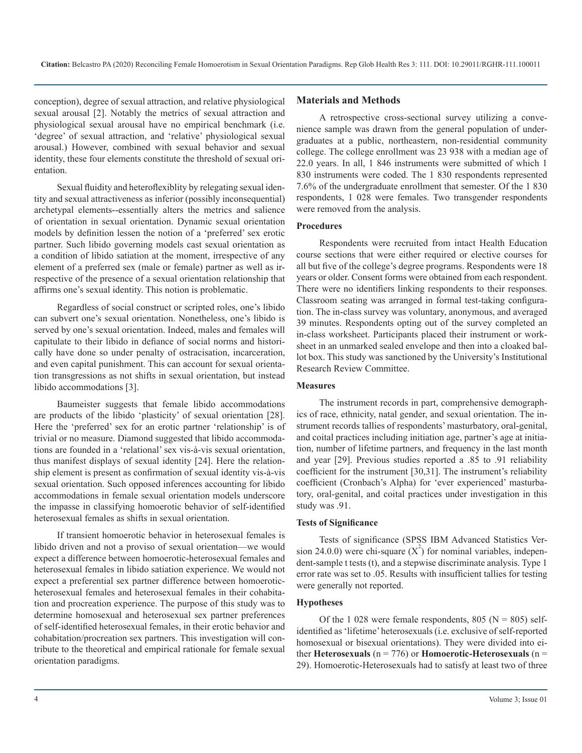conception), degree of sexual attraction, and relative physiological sexual arousal [2]. Notably the metrics of sexual attraction and physiological sexual arousal have no empirical benchmark (i.e. 'degree' of sexual attraction, and 'relative' physiological sexual arousal.) However, combined with sexual behavior and sexual identity, these four elements constitute the threshold of sexual orientation.

Sexual fluidity and heteroflexiblity by relegating sexual identity and sexual attractiveness as inferior (possibly inconsequential) archetypal elements--essentially alters the metrics and salience of orientation in sexual orientation. Dynamic sexual orientation models by definition lessen the notion of a 'preferred' sex erotic partner. Such libido governing models cast sexual orientation as a condition of libido satiation at the moment, irrespective of any element of a preferred sex (male or female) partner as well as irrespective of the presence of a sexual orientation relationship that affirms one's sexual identity. This notion is problematic.

Regardless of social construct or scripted roles, one's libido can subvert one's sexual orientation. Nonetheless, one's libido is served by one's sexual orientation. Indeed, males and females will capitulate to their libido in defiance of social norms and historically have done so under penalty of ostracisation, incarceration, and even capital punishment. This can account for sexual orientation transgressions as not shifts in sexual orientation, but instead libido accommodations [3].

Baumeister suggests that female libido accommodations are products of the libido 'plasticity' of sexual orientation [28]. Here the 'preferred' sex for an erotic partner 'relationship' is of trivial or no measure. Diamond suggested that libido accommodations are founded in a 'relational' sex vis-à-vis sexual orientation, thus manifest displays of sexual identity [24]. Here the relationship element is present as confirmation of sexual identity vis-à-vis sexual orientation. Such opposed inferences accounting for libido accommodations in female sexual orientation models underscore the impasse in classifying homoerotic behavior of self-identified heterosexual females as shifts in sexual orientation.

If transient homoerotic behavior in heterosexual females is libido driven and not a proviso of sexual orientation—we would expect a difference between homoerotic-heterosexual females and heterosexual females in libido satiation experience. We would not expect a preferential sex partner difference between homoerotic-heterosexual females and heterosexual females in their cohabitation and procreation experience. The purpose of this study was to determine homosexual and heterosexual sex partner preferences of self-identified heterosexual females, in their erotic behavior and cohabitation/procreation sex partners. This investigation will contribute to the theoretical and empirical rationale for female sexual orientation paradigms.

## Materials and Methods

A retrospective cross-sectional survey utilizing a convenience sample was drawn from the general population of undergraduates at a public, northeastern, non-residential community college. The college enrollment was 23 938 with a median age of 22.0 years. In all, 1 846 instruments were submitted of which 1 830 instruments were coded. The 1 830 respondents represented 7.6% of the undergraduate enrollment that semester. Of the 1 830 respondents, 1 028 were females. Two transgender respondents were removed from the analysis.

### Procedures

Respondents were recruited from intact Health Education course sections that were either required or elective courses for all but five of the college's degree programs. Respondents were 18 years or older. Consent forms were obtained from each respondent. There were no identifiers linking respondents to their responses. Classroom seating was arranged in formal test-taking configuration. The in-class survey was voluntary, anonymous, and averaged 39 minutes. Respondents opting out of the survey completed an in-class worksheet. Participants placed their instrument or worksheet in an unmarked sealed envelope and then into a cloaked ballot box. This study was sanctioned by the University's Institutional Research Review Committee.

### Measures

The instrument records in part, comprehensive demographics of race, ethnicity, natal gender, and sexual orientation. The instrument records tallies of respondents' masturbatory, oral-genital, and coital practices including initiation age, partner's age at initiation, number of lifetime partners, and frequency in the last month and year [29]. Previous studies reported a .85 to .91 reliability coefficient for the instrument [30,31]. The instrument's reliability coefficient (Cronbach's Alpha) for 'ever experienced' masturbatory, oral-genital, and coital practices under investigation in this study was .91.

### Tests of Significance

Tests of significance (SPSS IBM Advanced Statistics Version 24.0.0) were chi-square ($X^2$) for nominal variables, independent-sample t tests (t), and a stepwise discriminate analysis. Type 1 error rate was set to .05. Results with insufficient tallies for testing were generally not reported.

### Hypotheses

Of the 1 028 were female respondents, 805 ($N = 805$) self-identified as 'lifetime' heterosexuals (i.e. exclusive of self-reported homosexual or bisexual orientations). They were divided into either **Heterosexuals** ($n = 776$) or **Homoerotic-Heterosexuals** ($n = 29$). Homoerotic-Heterosexuals had to satisfy at least two of three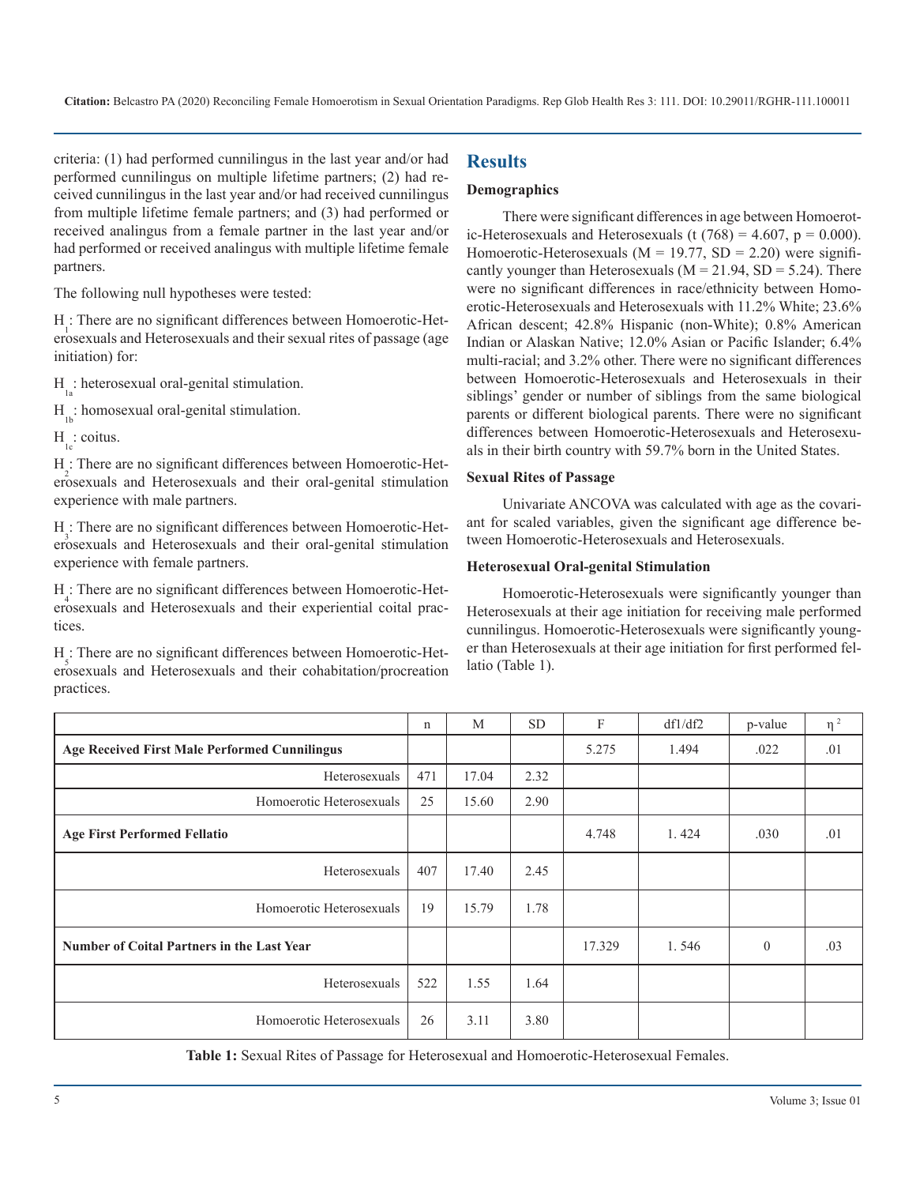criteria: (1) had performed cunnilingus in the last year and/or had performed cunnilingus on multiple lifetime partners; (2) had received cunnilingus in the last year and/or had received cunnilingus from multiple lifetime female partners; and (3) had performed or received analingus from a female partner in the last year and/or had performed or received analingus with multiple lifetime female partners.

The following null hypotheses were tested:

$H_1$: There are no significant differences between Homoerotic-Heterosexuals and Heterosexuals and their sexual rites of passage (age initiation) for:

$H_{1a}$: heterosexual oral-genital stimulation.

$H_{1b}$: homosexual oral-genital stimulation.

$H_{1c}$: coitus.

$H_2$: There are no significant differences between Homoerotic-Heterosexuals and Heterosexuals and their oral-genital stimulation experience with male partners.

$H_3$: There are no significant differences between Homoerotic-Heterosexuals and Heterosexuals and their oral-genital stimulation experience with female partners.

$H_4$: There are no significant differences between Homoerotic-Heterosexuals and Heterosexuals and their experiential coital practices.

$H_5$: There are no significant differences between Homoerotic-Heterosexuals and Heterosexuals and their cohabitation/procreation practices.

## Results

### Demographics

There were significant differences in age between Homoerotic-Heterosexuals and Heterosexuals ($t(768) = 4.607$, $p = 0.000$). Homoerotic-Heterosexuals ($M = 19.77$, $SD = 2.20$) were significantly younger than Heterosexuals ($M = 21.94$, $SD = 5.24$). There were no significant differences in race/ethnicity between Homoerotic-Heterosexuals and Heterosexuals with 11.2% White; 23.6% African descent; 42.8% Hispanic (non-White); 0.8% American Indian or Alaskan Native; 12.0% Asian or Pacific Islander; 6.4% multi-racial; and 3.2% other. There were no significant differences between Homoerotic-Heterosexuals and Heterosexuals in their siblings' gender or number of siblings from the same biological parents or different biological parents. There were no significant differences between Homoerotic-Heterosexuals and Heterosexuals in their birth country with 59.7% born in the United States.

### Sexual Rites of Passage

Univariate ANCOVA was calculated with age as the covariant for scaled variables, given the significant age difference between Homoerotic-Heterosexuals and Heterosexuals.

### Heterosexual Oral-genital Stimulation

Homoerotic-Heterosexuals were significantly younger than Heterosexuals at their age initiation for receiving male performed cunnilingus. Homoerotic-Heterosexuals were significantly younger than Heterosexuals at their age initiation for first performed fellatio (Table 1).

| | n | M | SD | F | df1/df2 | p-value | $\eta^2$ |
|---|---|---|---|---|---|---|---|
| **Age Received First Male Performed Cunnilingus** | | | | 5.275 | 1.494 | .022 | .01 |
| Heterosexuals | 471 | 17.04 | 2.32 | | | | |
| Homoerotic Heterosexuals | 25 | 15.60 | 2.90 | | | | |
| **Age First Performed Fellatio** | | | | 4.748 | 1. 424 | .030 | .01 |
| Heterosexuals | 407 | 17.40 | 2.45 | | | | |
| Homoerotic Heterosexuals | 19 | 15.79 | 1.78 | | | | |
| **Number of Coital Partners in the Last Year** | | | | 17.329 | 1. 546 | 0 | .03 |
| Heterosexuals | 522 | 1.55 | 1.64 | | | | |
| Homoerotic Heterosexuals | 26 | 3.11 | 3.80 | | | | |

**Table 1:** Sexual Rites of Passage for Heterosexual and Homoerotic-Heterosexual Females.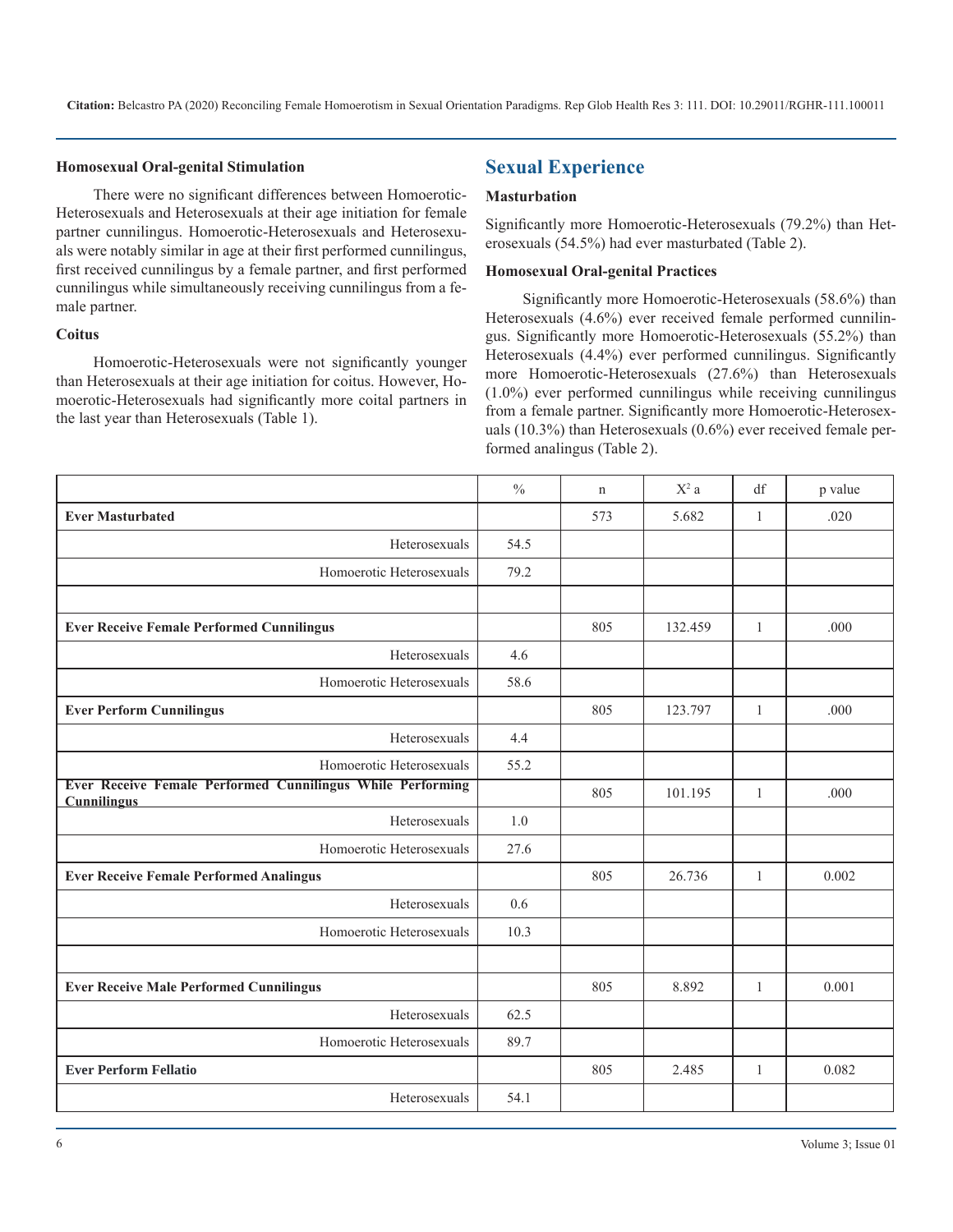### Homosexual Oral-genital Stimulation

There were no significant differences between Homoerotic-Heterosexuals and Heterosexuals at their age initiation for female partner cunnilingus. Homoerotic-Heterosexuals and Heterosexuals were notably similar in age at their first performed cunnilingus, first received cunnilingus by a female partner, and first performed cunnilingus while simultaneously receiving cunnilingus from a female partner.

### Coitus

Homoerotic-Heterosexuals were not significantly younger than Heterosexuals at their age initiation for coitus. However, Homoerotic-Heterosexuals had significantly more coital partners in the last year than Heterosexuals (Table 1).

## Sexual Experience

### Masturbation

Significantly more Homoerotic-Heterosexuals (79.2%) than Heterosexuals (54.5%) had ever masturbated (Table 2).

### Homosexual Oral-genital Practices

Significantly more Homoerotic-Heterosexuals (58.6%) than Heterosexuals (4.6%) ever received female performed cunnilingus. Significantly more Homoerotic-Heterosexuals (55.2%) than Heterosexuals (4.4%) ever performed cunnilingus. Significantly more Homoerotic-Heterosexuals (27.6%) than Heterosexuals (1.0%) ever performed cunnilingus while receiving cunnilingus from a female partner. Significantly more Homoerotic-Heterosexuals (10.3%) than Heterosexuals (0.6%) ever received female performed analingus (Table 2).

| | % | n | $X^2$ a | df | p value |
|---|---|---|---|---|---|
| **Ever Masturbated** | | 573 | 5.682 | 1 | .020 |
| Heterosexuals | 54.5 | | | | |
| Homoerotic Heterosexuals | 79.2 | | | | |
| | | | | | |
| **Ever Receive Female Performed Cunnilingus** | | 805 | 132.459 | 1 | .000 |
| Heterosexuals | 4.6 | | | | |
| Homoerotic Heterosexuals | 58.6 | | | | |
| **Ever Perform Cunnilingus** | | 805 | 123.797 | 1 | .000 |
| Heterosexuals | 4.4 | | | | |
| Homoerotic Heterosexuals | 55.2 | | | | |
| **Ever Receive Female Performed Cunnilingus While Performing Cunnilingus** | | 805 | 101.195 | 1 | .000 |
| Heterosexuals | 1.0 | | | | |
| Homoerotic Heterosexuals | 27.6 | | | | |
| **Ever Receive Female Performed Analingus** | | 805 | 26.736 | 1 | 0.002 |
| Heterosexuals | 0.6 | | | | |
| Homoerotic Heterosexuals | 10.3 | | | | |
| | | | | | |
| **Ever Receive Male Performed Cunnilingus** | | 805 | 8.892 | 1 | 0.001 |
| Heterosexuals | 62.5 | | | | |
| Homoerotic Heterosexuals | 89.7 | | | | |
| **Ever Perform Fellatio** | | 805 | 2.485 | 1 | 0.082 |
| Heterosexuals | 54.1 | | | | |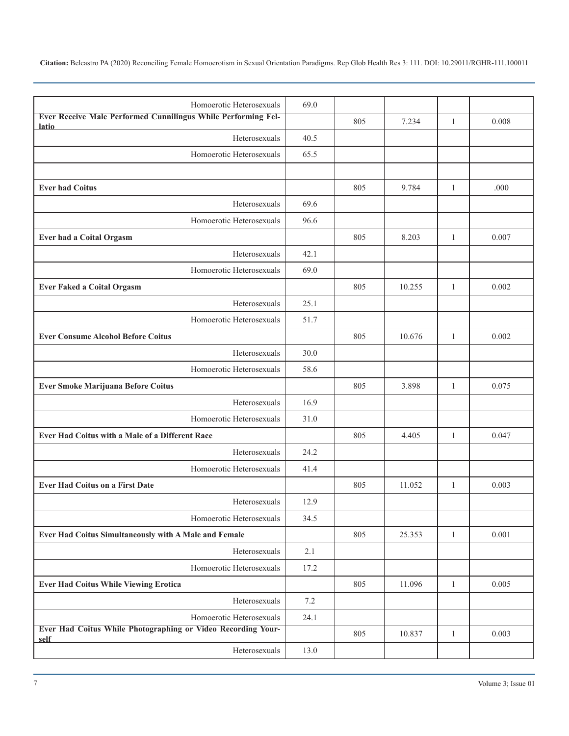| | | | | | |
|---|---|---|---|---|---|
| Homoerotic Heterosexuals | 69.0 | | | | |
| **Ever Receive Male Performed Cunnilingus While Performing Fellatio** | | 805 | 7.234 | 1 | 0.008 |
| Heterosexuals | 40.5 | | | | |
| Homoerotic Heterosexuals | 65.5 | | | | |
| | | | | | |
| **Ever had Coitus** | | 805 | 9.784 | 1 | .000 |
| Heterosexuals | 69.6 | | | | |
| Homoerotic Heterosexuals | 96.6 | | | | |
| **Ever had a Coital Orgasm** | | 805 | 8.203 | 1 | 0.007 |
| Heterosexuals | 42.1 | | | | |
| Homoerotic Heterosexuals | 69.0 | | | | |
| **Ever Faked a Coital Orgasm** | | 805 | 10.255 | 1 | 0.002 |
| Heterosexuals | 25.1 | | | | |
| Homoerotic Heterosexuals | 51.7 | | | | |
| **Ever Consume Alcohol Before Coitus** | | 805 | 10.676 | 1 | 0.002 |
| Heterosexuals | 30.0 | | | | |
| Homoerotic Heterosexuals | 58.6 | | | | |
| **Ever Smoke Marijuana Before Coitus** | | 805 | 3.898 | 1 | 0.075 |
| Heterosexuals | 16.9 | | | | |
| Homoerotic Heterosexuals | 31.0 | | | | |
| **Ever Had Coitus with a Male of a Different Race** | | 805 | 4.405 | 1 | 0.047 |
| Heterosexuals | 24.2 | | | | |
| Homoerotic Heterosexuals | 41.4 | | | | |
| **Ever Had Coitus on a First Date** | | 805 | 11.052 | 1 | 0.003 |
| Heterosexuals | 12.9 | | | | |
| Homoerotic Heterosexuals | 34.5 | | | | |
| **Ever Had Coitus Simultaneously with A Male and Female** | | 805 | 25.353 | 1 | 0.001 |
| Heterosexuals | 2.1 | | | | |
| Homoerotic Heterosexuals | 17.2 | | | | |
| **Ever Had Coitus While Viewing Erotica** | | 805 | 11.096 | 1 | 0.005 |
| Heterosexuals | 7.2 | | | | |
| Homoerotic Heterosexuals | 24.1 | | | | |
| **Ever Had Coitus While Photographing or Video Recording Yourself** | | 805 | 10.837 | 1 | 0.003 |
| Heterosexuals | 13.0 | | | | |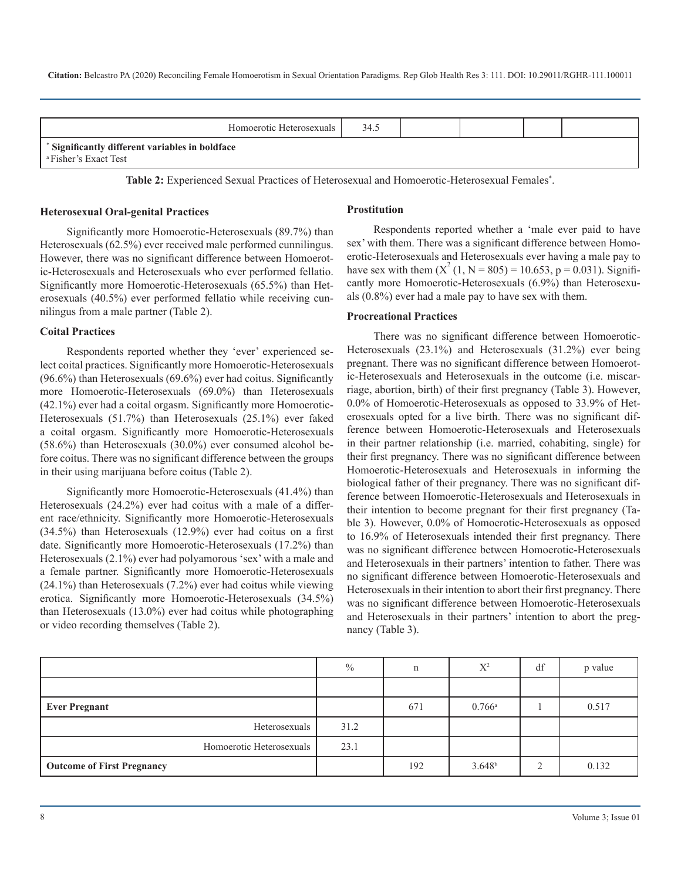| | | | | | |
|---|---|---|---|---|---|
| Homoerotic Heterosexuals | 34.5 | | | | |
| * **Significantly different variables in boldface** | | | | | |
| a Fisher's Exact Test | | | | | |

**Table 2:** Experienced Sexual Practices of Heterosexual and Homoerotic-Heterosexual Females*.

### Heterosexual Oral-genital Practices

Significantly more Homoerotic-Heterosexuals (89.7%) than Heterosexuals (62.5%) ever received male performed cunnilingus. However, there was no significant difference between Homoerotic-Heterosexuals and Heterosexuals who ever performed fellatio. Significantly more Homoerotic-Heterosexuals (65.5%) than Heterosexuals (40.5%) ever performed fellatio while receiving cunnilingus from a male partner (Table 2).

### Coital Practices

Respondents reported whether they 'ever' experienced select coital practices. Significantly more Homoerotic-Heterosexuals (96.6%) than Heterosexuals (69.6%) ever had coitus. Significantly more Homoerotic-Heterosexuals (69.0%) than Heterosexuals (42.1%) ever had a coital orgasm. Significantly more Homoerotic-Heterosexuals (51.7%) than Heterosexuals (25.1%) ever faked a coital orgasm. Significantly more Homoerotic-Heterosexuals (58.6%) than Heterosexuals (30.0%) ever consumed alcohol before coitus. There was no significant difference between the groups in their using marijuana before coitus (Table 2).

Significantly more Homoerotic-Heterosexuals (41.4%) than Heterosexuals (24.2%) ever had coitus with a male of a different race/ethnicity. Significantly more Homoerotic-Heterosexuals (34.5%) than Heterosexuals (12.9%) ever had coitus on a first date. Significantly more Homoerotic-Heterosexuals (17.2%) than Heterosexuals (2.1%) ever had polyamorous 'sex' with a male and a female partner. Significantly more Homoerotic-Heterosexuals (24.1%) than Heterosexuals (7.2%) ever had coitus while viewing erotica. Significantly more Homoerotic-Heterosexuals (34.5%) than Heterosexuals (13.0%) ever had coitus while photographing or video recording themselves (Table 2).

### Prostitution

Respondents reported whether a 'male ever paid to have sex' with them. There was a significant difference between Homoerotic-Heterosexuals and Heterosexuals ever having a male pay to have sex with them ($X^2$ (1, N = 805) = 10.653, p = 0.031). Significantly more Homoerotic-Heterosexuals (6.9%) than Heterosexuals (0.8%) ever had a male pay to have sex with them.

### Procreational Practices

There was no significant difference between Homoerotic-Heterosexuals (23.1%) and Heterosexuals (31.2%) ever being pregnant. There was no significant difference between Homoerotic-Heterosexuals and Heterosexuals in the outcome (i.e. miscarriage, abortion, birth) of their first pregnancy (Table 3). However, 0.0% of Homoerotic-Heterosexuals as opposed to 33.9% of Heterosexuals opted for a live birth. There was no significant difference between Homoerotic-Heterosexuals and Heterosexuals in their partner relationship (i.e. married, cohabiting, single) for their first pregnancy. There was no significant difference between Homoerotic-Heterosexuals and Heterosexuals in informing the biological father of their pregnancy. There was no significant difference between Homoerotic-Heterosexuals and Heterosexuals in their intention to become pregnant for their first pregnancy (Table 3). However, 0.0% of Homoerotic-Heterosexuals as opposed to 16.9% of Heterosexuals intended their first pregnancy. There was no significant difference between Homoerotic-Heterosexuals and Heterosexuals in their partners' intention to father. There was no significant difference between Homoerotic-Heterosexuals and Heterosexuals in their intention to abort their first pregnancy. There was no significant difference between Homoerotic-Heterosexuals and Heterosexuals in their partners' intention to abort the pregnancy (Table 3).

| | % | n | $X^2$ | df | p value |
|---|---|---|---|---|---|
| | | | | | |
| **Ever Pregnant** | | 671 | 0.766[a] | 1 | 0.517 |
| Heterosexuals | 31.2 | | | | |
| Homoerotic Heterosexuals | 23.1 | | | | |
| **Outcome of First Pregnancy** | | 192 | 3.648[b] | 2 | 0.132 |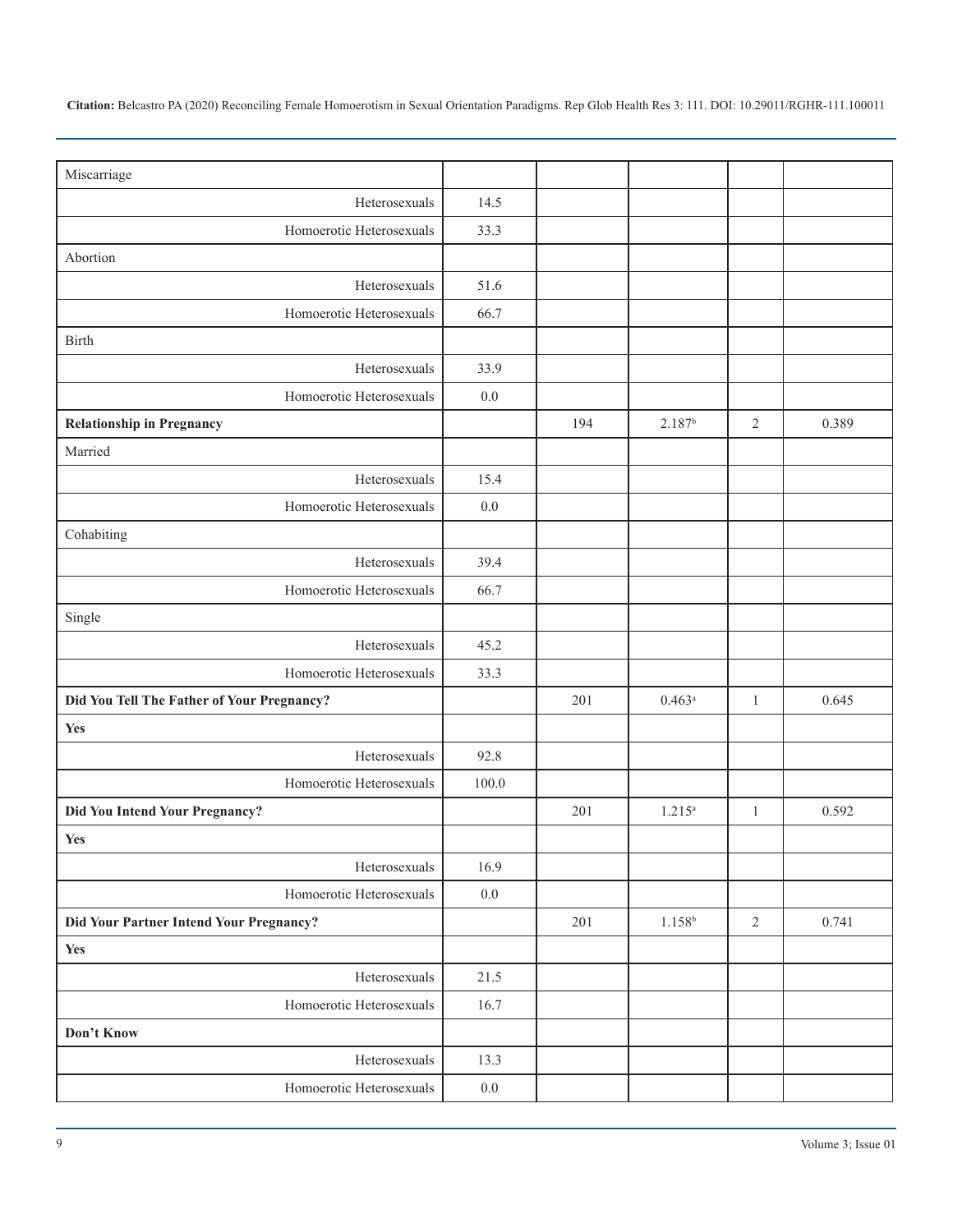| | | | | | |
|---|---|---|---|---|---|
| Miscarriage | | | | | |
| Heterosexuals | 14.5 | | | | |
| Homoerotic Heterosexuals | 33.3 | | | | |
| Abortion | | | | | |
| Heterosexuals | 51.6 | | | | |
| Homoerotic Heterosexuals | 66.7 | | | | |
| Birth | | | | | |
| Heterosexuals | 33.9 | | | | |
| Homoerotic Heterosexuals | 0.0 | | | | |
| **Relationship in Pregnancy** | | 194 | 2.187[b] | 2 | 0.389 |
| Married | | | | | |
| Heterosexuals | 15.4 | | | | |
| Homoerotic Heterosexuals | 0.0 | | | | |
| Cohabiting | | | | | |
| Heterosexuals | 39.4 | | | | |
| Homoerotic Heterosexuals | 66.7 | | | | |
| Single | | | | | |
| Heterosexuals | 45.2 | | | | |
| Homoerotic Heterosexuals | 33.3 | | | | |
| **Did You Tell The Father of Your Pregnancy?** | | 201 | 0.463[a] | 1 | 0.645 |
| **Yes** | | | | | |
| Heterosexuals | 92.8 | | | | |
| Homoerotic Heterosexuals | 100.0 | | | | |
| **Did You Intend Your Pregnancy?** | | 201 | 1.215[a] | 1 | 0.592 |
| **Yes** | | | | | |
| Heterosexuals | 16.9 | | | | |
| Homoerotic Heterosexuals | 0.0 | | | | |
| **Did Your Partner Intend Your Pregnancy?** | | 201 | 1.158[b] | 2 | 0.741 |
| **Yes** | | | | | |
| Heterosexuals | 21.5 | | | | |
| Homoerotic Heterosexuals | 16.7 | | | | |
| **Don't Know** | | | | | |
| Heterosexuals | 13.3 | | | | |
| Homoerotic Heterosexuals | 0.0 | | | | |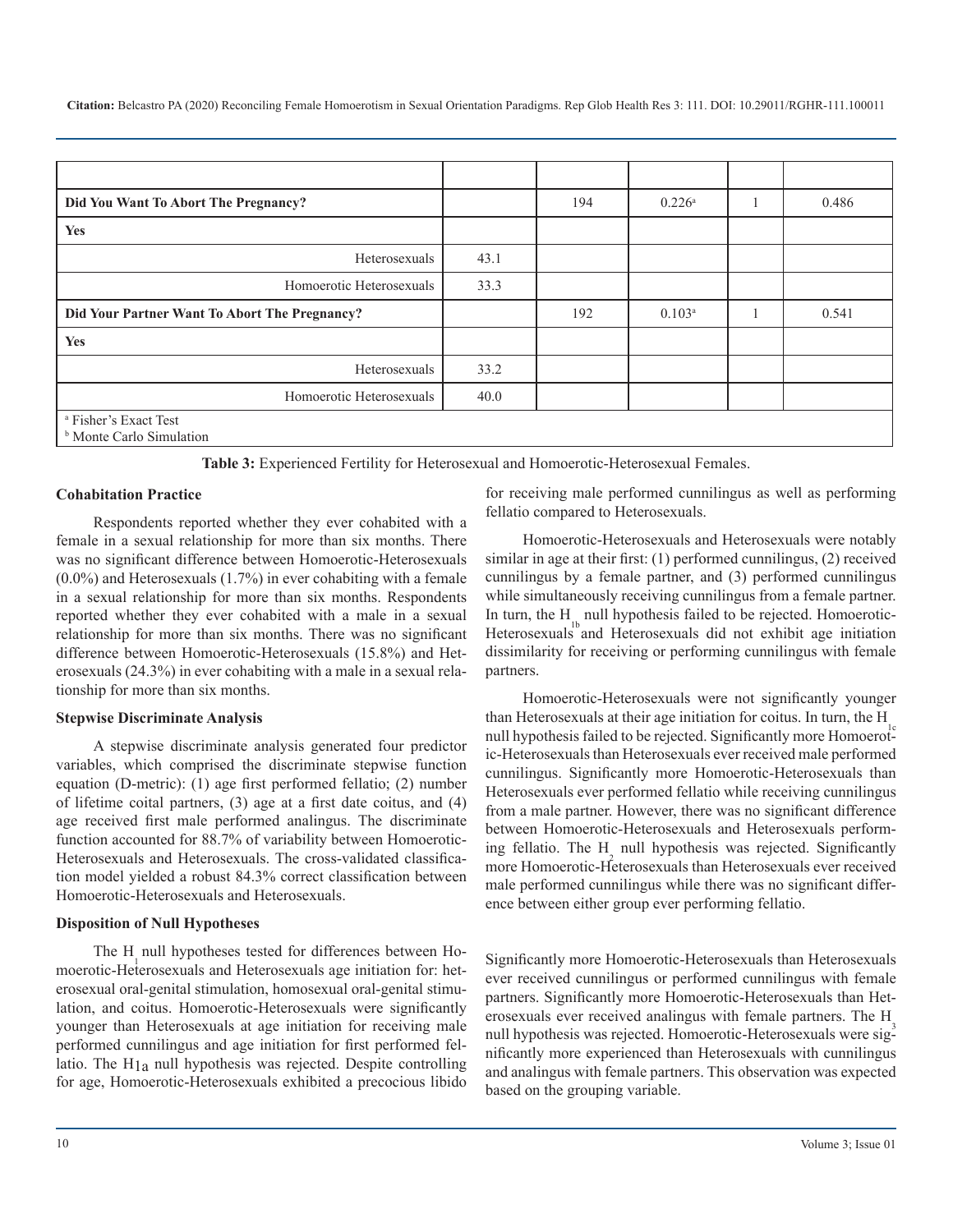| | | | | | |
|---|---|---|---|---|---|
| | | | | | |
| **Did You Want To Abort The Pregnancy?** | | 194 | 0.226[a] | 1 | 0.486 |
| **Yes** | | | | | |
| Heterosexuals | 43.1 | | | | |
| Homoerotic Heterosexuals | 33.3 | | | | |
| **Did Your Partner Want To Abort The Pregnancy?** | | 192 | 0.103[a] | 1 | 0.541 |
| **Yes** | | | | | |
| Heterosexuals | 33.2 | | | | |
| Homoerotic Heterosexuals | 40.0 | | | | |

[a] Fisher's Exact Test
[b] Monte Carlo Simulation

**Table 3:** Experienced Fertility for Heterosexual and Homoerotic-Heterosexual Females.

### Cohabitation Practice

Respondents reported whether they ever cohabited with a female in a sexual relationship for more than six months. There was no significant difference between Homoerotic-Heterosexuals (0.0%) and Heterosexuals (1.7%) in ever cohabiting with a female in a sexual relationship for more than six months. Respondents reported whether they ever cohabited with a male in a sexual relationship for more than six months. There was no significant difference between Homoerotic-Heterosexuals (15.8%) and Heterosexuals (24.3%) in ever cohabiting with a male in a sexual relationship for more than six months.

### Stepwise Discriminate Analysis

A stepwise discriminate analysis generated four predictor variables, which comprised the discriminate stepwise function equation (D-metric): (1) age first performed fellatio; (2) number of lifetime coital partners, (3) age at a first date coitus, and (4) age received first male performed analingus. The discriminate function accounted for 88.7% of variability between Homoerotic-Heterosexuals and Heterosexuals. The cross-validated classification model yielded a robust 84.3% correct classification between Homoerotic-Heterosexuals and Heterosexuals.

### Disposition of Null Hypotheses

The $H_1$ null hypotheses tested for differences between Homoerotic-Heterosexuals and Heterosexuals age initiation for: heterosexual oral-genital stimulation, homosexual oral-genital stimulation, and coitus. Homoerotic-Heterosexuals were significantly younger than Heterosexuals at age initiation for receiving male performed cunnilingus and age initiation for first performed fellatio. The $H_{1a}$ null hypothesis was rejected. Despite controlling for age, Homoerotic-Heterosexuals exhibited a precocious libido for receiving male performed cunnilingus as well as performing fellatio compared to Heterosexuals.

Homoerotic-Heterosexuals and Heterosexuals were notably similar in age at their first: (1) performed cunnilingus, (2) received cunnilingus by a female partner, and (3) performed cunnilingus while simultaneously receiving cunnilingus from a female partner. In turn, the $H_{1b}$ null hypothesis failed to be rejected. Homoerotic-Heterosexuals and Heterosexuals did not exhibit age initiation dissimilarity for receiving or performing cunnilingus with female partners.

Homoerotic-Heterosexuals were not significantly younger than Heterosexuals at their age initiation for coitus. In turn, the $H_{1c}$ null hypothesis failed to be rejected. Significantly more Homoerotic-Heterosexuals than Heterosexuals ever received male performed cunnilingus. Significantly more Homoerotic-Heterosexuals than Heterosexuals ever performed fellatio while receiving cunnilingus from a male partner. However, there was no significant difference between Homoerotic-Heterosexuals and Heterosexuals performing fellatio. The $H_2$ null hypothesis was rejected. Significantly more Homoerotic-Heterosexuals than Heterosexuals ever received male performed cunnilingus while there was no significant difference between either group ever performing fellatio.

Significantly more Homoerotic-Heterosexuals than Heterosexuals ever received cunnilingus or performed cunnilingus with female partners. Significantly more Homoerotic-Heterosexuals than Heterosexuals ever received analingus with female partners. The $H_3$ null hypothesis was rejected. Homoerotic-Heterosexuals were significantly more experienced than Heterosexuals with cunnilingus and analingus with female partners. This observation was expected based on the grouping variable.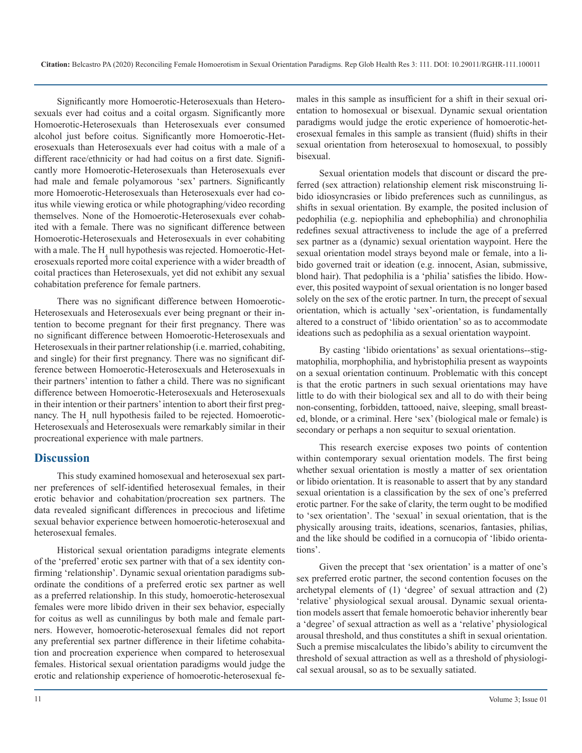Significantly more Homoerotic-Heterosexuals than Heterosexuals ever had coitus and a coital orgasm. Significantly more Homoerotic-Heterosexuals than Heterosexuals ever consumed alcohol just before coitus. Significantly more Homoerotic-Heterosexuals than Heterosexuals ever had coitus with a male of a different race/ethnicity or had had coitus on a first date. Significantly more Homoerotic-Heterosexuals than Heterosexuals ever had male and female polyamorous 'sex' partners. Significantly more Homoerotic-Heterosexuals than Heterosexuals ever had coitus while viewing erotica or while photographing/video recording themselves. None of the Homoerotic-Heterosexuals ever cohabited with a female. There was no significant difference between Homoerotic-Heterosexuals and Heterosexuals in ever cohabiting with a male. The $H_4$ null hypothesis was rejected. Homoerotic-Heterosexuals reported more coital experience with a wider breadth of coital practices than Heterosexuals, yet did not exhibit any sexual cohabitation preference for female partners.

There was no significant difference between Homoerotic-Heterosexuals and Heterosexuals ever being pregnant or their intention to become pregnant for their first pregnancy. There was no significant difference between Homoerotic-Heterosexuals and Heterosexuals in their partner relationship (i.e. married, cohabiting, and single) for their first pregnancy. There was no significant difference between Homoerotic-Heterosexuals and Heterosexuals in their partners' intention to father a child. There was no significant difference between Homoerotic-Heterosexuals and Heterosexuals in their intention or their partners' intention to abort their first pregnancy. The $H_5$ null hypothesis failed to be rejected. Homoerotic-Heterosexuals and Heterosexuals were remarkably similar in their procreational experience with male partners.

## Discussion

This study examined homosexual and heterosexual sex partner preferences of self-identified heterosexual females, in their erotic behavior and cohabitation/procreation sex partners. The data revealed significant differences in precocious and lifetime sexual behavior experience between homoerotic-heterosexual and heterosexual females.

Historical sexual orientation paradigms integrate elements of the 'preferred' erotic sex partner with that of a sex identity confirming 'relationship'. Dynamic sexual orientation paradigms subordinate the conditions of a preferred erotic sex partner as well as a preferred relationship. In this study, homoerotic-heterosexual females were more libido driven in their sex behavior, especially for coitus as well as cunnilingus by both male and female partners. However, homoerotic-heterosexual females did not report any preferential sex partner difference in their lifetime cohabitation and procreation experience when compared to heterosexual females. Historical sexual orientation paradigms would judge the erotic and relationship experience of homoerotic-heterosexual females in this sample as insufficient for a shift in their sexual orientation to homosexual or bisexual. Dynamic sexual orientation paradigms would judge the erotic experience of homoerotic-heterosexual females in this sample as transient (fluid) shifts in their sexual orientation from heterosexual to homosexual, to possibly bisexual.

Sexual orientation models that discount or discard the preferred (sex attraction) relationship element risk misconstruing libido idiosyncrasies or libido preferences such as cunnilingus, as shifts in sexual orientation. By example, the posited inclusion of pedophilia (e.g. nepiophilia and ephebophilia) and chronophilia redefines sexual attractiveness to include the age of a preferred sex partner as a (dynamic) sexual orientation waypoint. Here the sexual orientation model strays beyond male or female, into a libido governed trait or ideation (e.g. innocent, Asian, submissive, blond hair). That pedophilia is a 'philia' satisfies the libido. However, this posited waypoint of sexual orientation is no longer based solely on the sex of the erotic partner. In turn, the precept of sexual orientation, which is actually 'sex'-orientation, is fundamentally altered to a construct of 'libido orientation' so as to accommodate ideations such as pedophilia as a sexual orientation waypoint.

By casting 'libido orientations' as sexual orientations--stigmatophilia, morphophilia, and hybristophilia present as waypoints on a sexual orientation continuum. Problematic with this concept is that the erotic partners in such sexual orientations may have little to do with their biological sex and all to do with their being non-consenting, forbidden, tattooed, naive, sleeping, small breasted, blonde, or a criminal. Here 'sex' (biological male or female) is secondary or perhaps a non sequitur to sexual orientation.

This research exercise exposes two points of contention within contemporary sexual orientation models. The first being whether sexual orientation is mostly a matter of sex orientation or libido orientation. It is reasonable to assert that by any standard sexual orientation is a classification by the sex of one's preferred erotic partner. For the sake of clarity, the term ought to be modified to 'sex orientation'. The 'sexual' in sexual orientation, that is the physically arousing traits, ideations, scenarios, fantasies, philias, and the like should be codified in a cornucopia of 'libido orientations'.

Given the precept that 'sex orientation' is a matter of one's sex preferred erotic partner, the second contention focuses on the archetypal elements of (1) 'degree' of sexual attraction and (2) 'relative' physiological sexual arousal. Dynamic sexual orientation models assert that female homoerotic behavior inherently bear a 'degree' of sexual attraction as well as a 'relative' physiological arousal threshold, and thus constitutes a shift in sexual orientation. Such a premise miscalculates the libido's ability to circumvent the threshold of sexual attraction as well as a threshold of physiological sexual arousal, so as to be sexually satiated.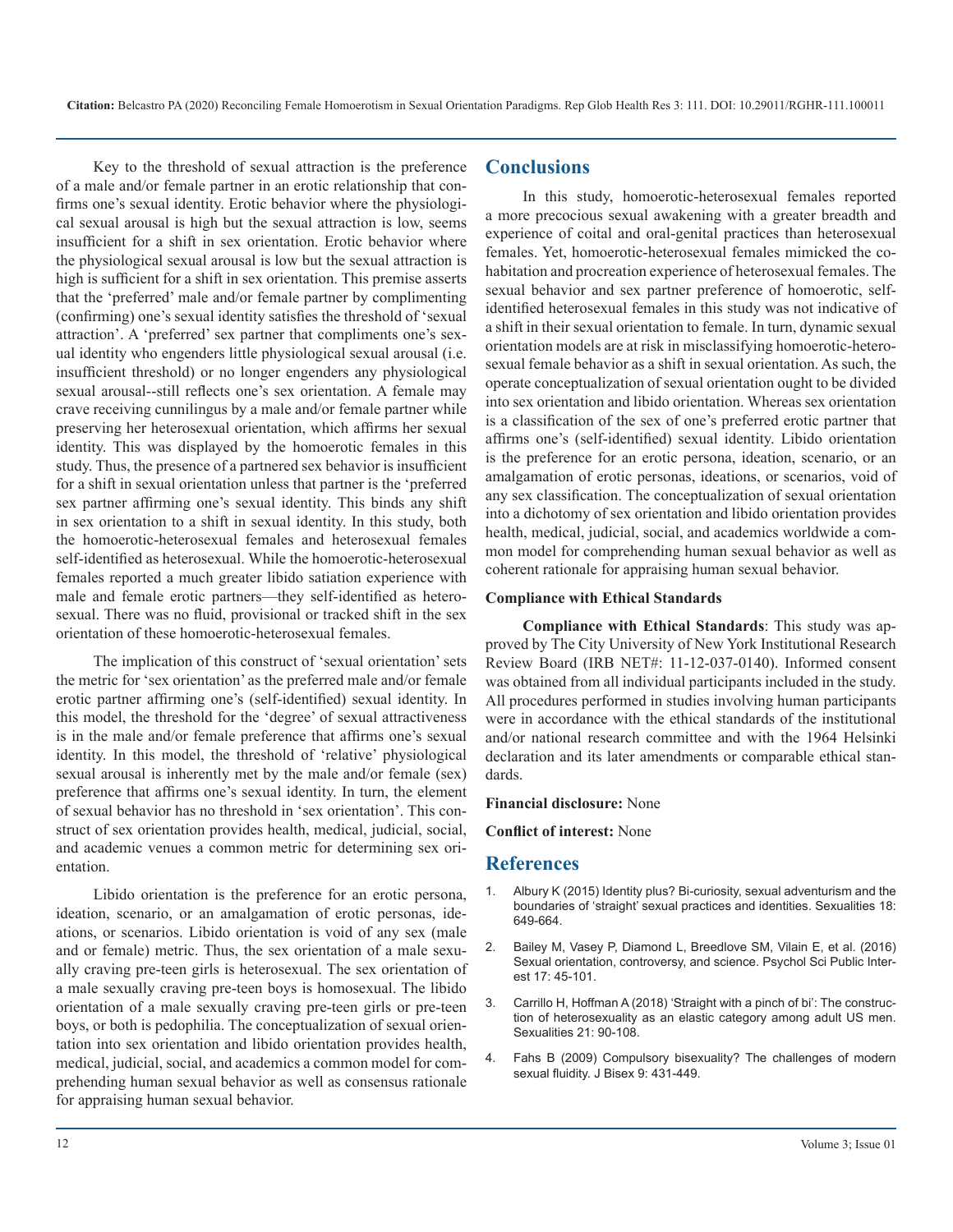Key to the threshold of sexual attraction is the preference of a male and/or female partner in an erotic relationship that confirms one's sexual identity. Erotic behavior where the physiological sexual arousal is high but the sexual attraction is low, seems insufficient for a shift in sex orientation. Erotic behavior where the physiological sexual arousal is low but the sexual attraction is high is sufficient for a shift in sex orientation. This premise asserts that the 'preferred' male and/or female partner by complimenting (confirming) one's sexual identity satisfies the threshold of 'sexual attraction'. A 'preferred' sex partner that compliments one's sexual identity who engenders little physiological sexual arousal (i.e. insufficient threshold) or no longer engenders any physiological sexual arousal--still reflects one's sex orientation. A female may crave receiving cunnilingus by a male and/or female partner while preserving her heterosexual orientation, which affirms her sexual identity. This was displayed by the homoerotic females in this study. Thus, the presence of a partnered sex behavior is insufficient for a shift in sexual orientation unless that partner is the 'preferred sex partner affirming one's sexual identity. This binds any shift in sex orientation to a shift in sexual identity. In this study, both the homoerotic-heterosexual females and heterosexual females self-identified as heterosexual. While the homoerotic-heterosexual females reported a much greater libido satiation experience with male and female erotic partners—they self-identified as heterosexual. There was no fluid, provisional or tracked shift in the sex orientation of these homoerotic-heterosexual females.

The implication of this construct of 'sexual orientation' sets the metric for 'sex orientation' as the preferred male and/or female erotic partner affirming one's (self-identified) sexual identity. In this model, the threshold for the 'degree' of sexual attractiveness is in the male and/or female preference that affirms one's sexual identity. In this model, the threshold of 'relative' physiological sexual arousal is inherently met by the male and/or female (sex) preference that affirms one's sexual identity. In turn, the element of sexual behavior has no threshold in 'sex orientation'. This construct of sex orientation provides health, medical, judicial, social, and academic venues a common metric for determining sex orientation.

Libido orientation is the preference for an erotic persona, ideation, scenario, or an amalgamation of erotic personas, ideations, or scenarios. Libido orientation is void of any sex (male and or female) metric. Thus, the sex orientation of a male sexually craving pre-teen girls is heterosexual. The sex orientation of a male sexually craving pre-teen boys is homosexual. The libido orientation of a male sexually craving pre-teen girls or pre-teen boys, or both is pedophilia. The conceptualization of sexual orientation into sex orientation and libido orientation provides health, medical, judicial, social, and academics a common model for comprehending human sexual behavior as well as consensus rationale for appraising human sexual behavior.

## Conclusions

In this study, homoerotic-heterosexual females reported a more precocious sexual awakening with a greater breadth and experience of coital and oral-genital practices than heterosexual females. Yet, homoerotic-heterosexual females mimicked the cohabitation and procreation experience of heterosexual females. The sexual behavior and sex partner preference of homoerotic, self-identified heterosexual females in this study was not indicative of a shift in their sexual orientation to female. In turn, dynamic sexual orientation models are at risk in misclassifying homoerotic-heterosexual female behavior as a shift in sexual orientation. As such, the operate conceptualization of sexual orientation ought to be divided into sex orientation and libido orientation. Whereas sex orientation is a classification of the sex of one's preferred erotic partner that affirms one's (self-identified) sexual identity. Libido orientation is the preference for an erotic persona, ideation, scenario, or an amalgamation of erotic personas, ideations, or scenarios, void of any sex classification. The conceptualization of sexual orientation into a dichotomy of sex orientation and libido orientation provides health, medical, judicial, social, and academics worldwide a common model for comprehending human sexual behavior as well as coherent rationale for appraising human sexual behavior.

**Compliance with Ethical Standards**

**Compliance with Ethical Standards**: This study was approved by The City University of New York Institutional Research Review Board (IRB NET#: 11-12-037-0140). Informed consent was obtained from all individual participants included in the study. All procedures performed in studies involving human participants were in accordance with the ethical standards of the institutional and/or national research committee and with the 1964 Helsinki declaration and its later amendments or comparable ethical standards.

**Financial disclosure:** None

**Conflict of interest:** None

## References

1. Albury K (2015) Identity plus? Bi-curiosity, sexual adventurism and the boundaries of 'straight' sexual practices and identities. Sexualities 18: 649-664.
2. Bailey M, Vasey P, Diamond L, Breedlove SM, Vilain E, et al. (2016) Sexual orientation, controversy, and science. Psychol Sci Public Interest 17: 45-101.
3. Carrillo H, Hoffman A (2018) 'Straight with a pinch of bi': The construction of heterosexuality as an elastic category among adult US men. Sexualities 21: 90-108.
4. Fahs B (2009) Compulsory bisexuality? The challenges of modern sexual fluidity. J Bisex 9: 431-449.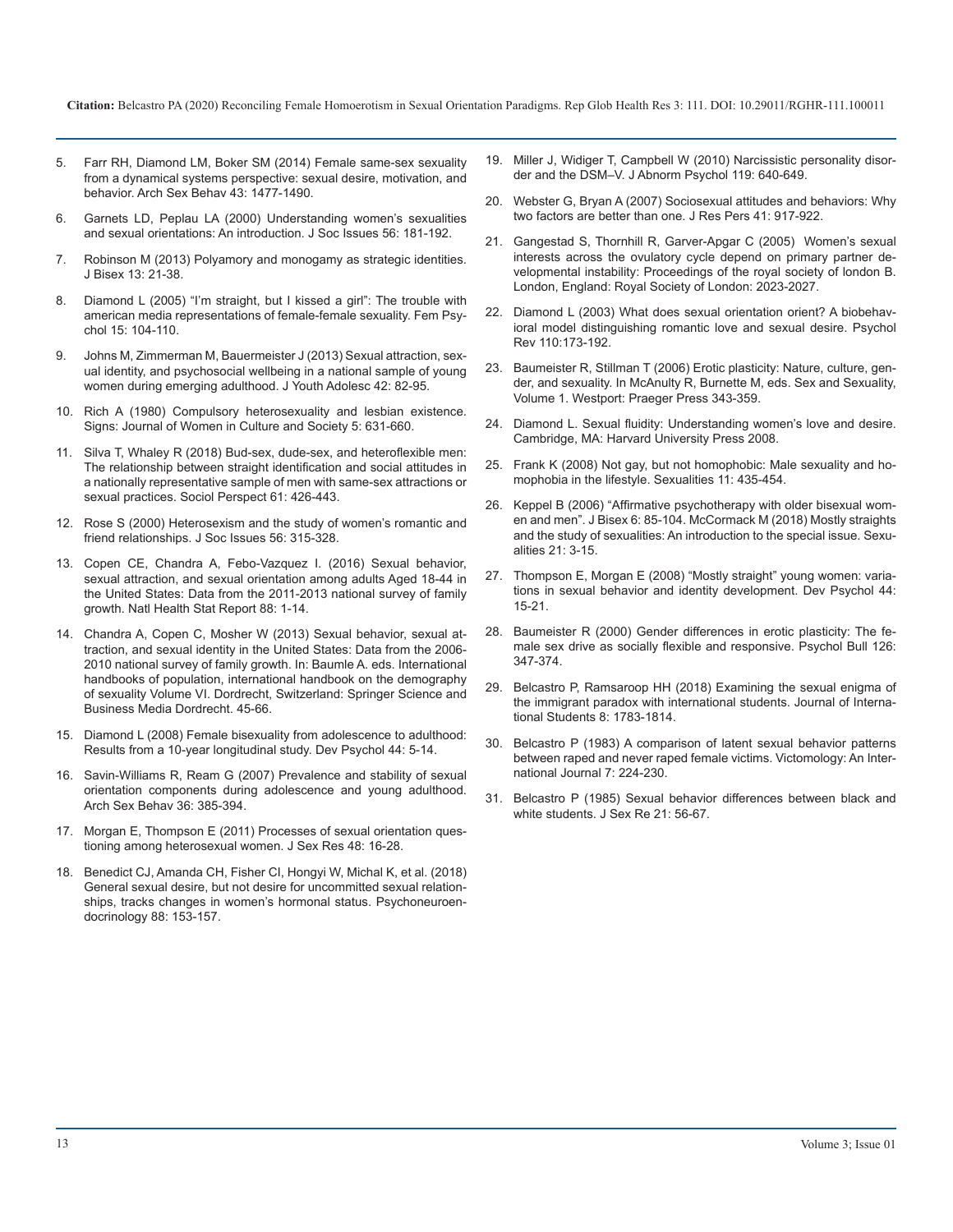5. Farr RH, Diamond LM, Boker SM (2014) Female same-sex sexuality from a dynamical systems perspective: sexual desire, motivation, and behavior. Arch Sex Behav 43: 1477-1490.

6. Garnets LD, Peplau LA (2000) Understanding women's sexualities and sexual orientations: An introduction. J Soc Issues 56: 181-192.

7. Robinson M (2013) Polyamory and monogamy as strategic identities. J Bisex 13: 21-38.

8. Diamond L (2005) "I'm straight, but I kissed a girl": The trouble with american media representations of female-female sexuality. Fem Psychol 15: 104-110.

9. Johns M, Zimmerman M, Bauermeister J (2013) Sexual attraction, sexual identity, and psychosocial wellbeing in a national sample of young women during emerging adulthood. J Youth Adolesc 42: 82-95.

10. Rich A (1980) Compulsory heterosexuality and lesbian existence. Signs: Journal of Women in Culture and Society 5: 631-660.

11. Silva T, Whaley R (2018) Bud-sex, dude-sex, and heteroflexible men: The relationship between straight identification and social attitudes in a nationally representative sample of men with same-sex attractions or sexual practices. Sociol Perspect 61: 426-443.

12. Rose S (2000) Heterosexism and the study of women's romantic and friend relationships. J Soc Issues 56: 315-328.

13. Copen CE, Chandra A, Febo-Vazquez I. (2016) Sexual behavior, sexual attraction, and sexual orientation among adults Aged 18-44 in the United States: Data from the 2011-2013 national survey of family growth. Natl Health Stat Report 88: 1-14.

14. Chandra A, Copen C, Mosher W (2013) Sexual behavior, sexual attraction, and sexual identity in the United States: Data from the 2006-2010 national survey of family growth. In: Baumle A. eds. International handbooks of population, international handbook on the demography of sexuality Volume VI. Dordrecht, Switzerland: Springer Science and Business Media Dordrecht. 45-66.

15. Diamond L (2008) Female bisexuality from adolescence to adulthood: Results from a 10-year longitudinal study. Dev Psychol 44: 5-14.

16. Savin-Williams R, Ream G (2007) Prevalence and stability of sexual orientation components during adolescence and young adulthood. Arch Sex Behav 36: 385-394.

17. Morgan E, Thompson E (2011) Processes of sexual orientation questioning among heterosexual women. J Sex Res 48: 16-28.

18. Benedict CJ, Amanda CH, Fisher CI, Hongyi W, Michal K, et al. (2018) General sexual desire, but not desire for uncommitted sexual relationships, tracks changes in women's hormonal status. Psychoneuroendocrinology 88: 153-157.

19. Miller J, Widiger T, Campbell W (2010) Narcissistic personality disorder and the DSM–V. J Abnorm Psychol 119: 640-649.

20. Webster G, Bryan A (2007) Sociosexual attitudes and behaviors: Why two factors are better than one. J Res Pers 41: 917-922.

21. Gangestad S, Thornhill R, Garver-Apgar C (2005) Women's sexual interests across the ovulatory cycle depend on primary partner developmental instability: Proceedings of the royal society of london B. London, England: Royal Society of London: 2023-2027.

22. Diamond L (2003) What does sexual orientation orient? A biobehavioral model distinguishing romantic love and sexual desire. Psychol Rev 110:173-192.

23. Baumeister R, Stillman T (2006) Erotic plasticity: Nature, culture, gender, and sexuality. In McAnulty R, Burnette M, eds. Sex and Sexuality, Volume 1. Westport: Praeger Press 343-359.

24. Diamond L. Sexual fluidity: Understanding women's love and desire. Cambridge, MA: Harvard University Press 2008.

25. Frank K (2008) Not gay, but not homophobic: Male sexuality and homophobia in the lifestyle. Sexualities 11: 435-454.

26. Keppel B (2006) "Affirmative psychotherapy with older bisexual women and men". J Bisex 6: 85-104. McCormack M (2018) Mostly straights and the study of sexualities: An introduction to the special issue. Sexualities 21: 3-15.

27. Thompson E, Morgan E (2008) "Mostly straight" young women: variations in sexual behavior and identity development. Dev Psychol 44: 15-21.

28. Baumeister R (2000) Gender differences in erotic plasticity: The female sex drive as socially flexible and responsive. Psychol Bull 126: 347-374.

29. Belcastro P, Ramsaroop HH (2018) Examining the sexual enigma of the immigrant paradox with international students. Journal of International Students 8: 1783-1814.

30. Belcastro P (1983) A comparison of latent sexual behavior patterns between raped and never raped female victims. Victomology: An International Journal 7: 224-230.

31. Belcastro P (1985) Sexual behavior differences between black and white students. J Sex Re 21: 56-67.